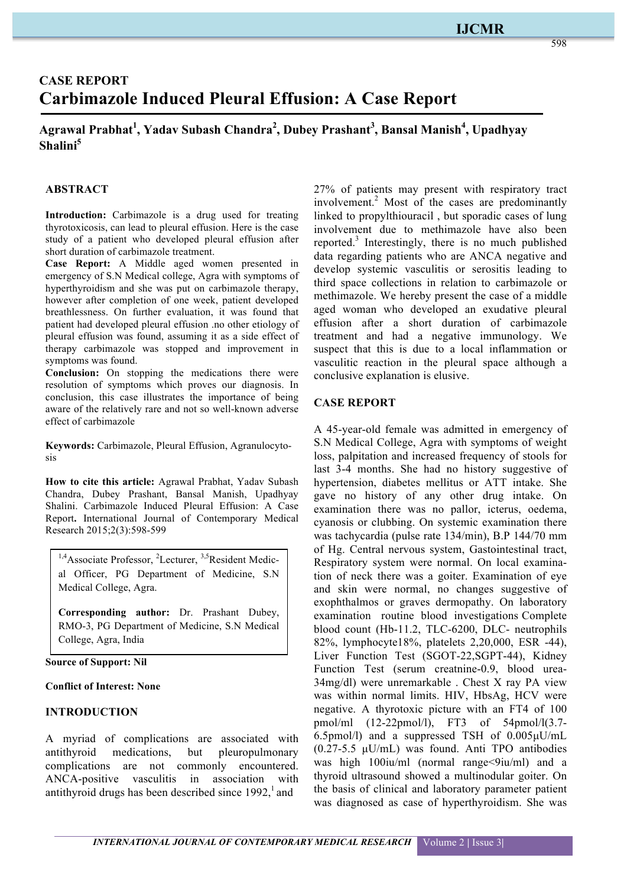## CASE REPORT

# Carbimazole Induced Pleural Effusion: A Case Report

**Agrawal Prabhat[1], Yadav Subash Chandra[2], Dubey Prashant[3], Bansal Manish[4], Upadhyay Shalini[5]**

### ABSTRACT

**Introduction:** Carbimazole is a drug used for treating thyrotoxicosis, can lead to pleural effusion. Here is the case study of a patient who developed pleural effusion after short duration of carbimazole treatment.

**Case Report:** A Middle aged women presented in emergency of S.N Medical college, Agra with symptoms of hyperthyroidism and she was put on carbimazole therapy, however after completion of one week, patient developed breathlessness. On further evaluation, it was found that patient had developed pleural effusion .no other etiology of pleural effusion was found, assuming it as a side effect of therapy carbimazole was stopped and improvement in symptoms was found.

**Conclusion:** On stopping the medications there were resolution of symptoms which proves our diagnosis. In conclusion, this case illustrates the importance of being aware of the relatively rare and not so well-known adverse effect of carbimazole

**Keywords:** Carbimazole, Pleural Effusion, Agranulocytosis

**How to cite this article:** Agrawal Prabhat, Yadav Subash Chandra, Dubey Prashant, Bansal Manish, Upadhyay Shalini. Carbimazole Induced Pleural Effusion: A Case Report**.** International Journal of Contemporary Medical Research 2015;2(3):598-599

[1,4]Associate Professor, [2]Lecturer, [3,5]Resident Medical Officer, PG Department of Medicine, S.N Medical College, Agra.

**Corresponding author:** Dr. Prashant Dubey, RMO-3, PG Department of Medicine, S.N Medical College, Agra, India

**Source of Support: Nil**

**Conflict of Interest: None**

### INTRODUCTION

A myriad of complications are associated with antithyroid medications, but pleuropulmonary complications are not commonly encountered. ANCA-positive vasculitis in association with antithyroid drugs has been described since 1992,[1] and 27% of patients may present with respiratory tract involvement.[2] Most of the cases are predominantly linked to propylthiouracil , but sporadic cases of lung involvement due to methimazole have also been reported.[3] Interestingly, there is no much published data regarding patients who are ANCA negative and develop systemic vasculitis or serositis leading to third space collections in relation to carbimazole or methimazole. We hereby present the case of a middle aged woman who developed an exudative pleural effusion after a short duration of carbimazole treatment and had a negative immunology. We suspect that this is due to a local inflammation or vasculitic reaction in the pleural space although a conclusive explanation is elusive.

### CASE REPORT

A 45-year-old female was admitted in emergency of S.N Medical College, Agra with symptoms of weight loss, palpitation and increased frequency of stools for last 3-4 months. She had no history suggestive of hypertension, diabetes mellitus or ATT intake. She gave no history of any other drug intake. On examination there was no pallor, icterus, oedema, cyanosis or clubbing. On systemic examination there was tachycardia (pulse rate 134/min), B.P 144/70 mm of Hg. Central nervous system, Gastointestinal tract, Respiratory system were normal. On local examination of neck there was a goiter. Examination of eye and skin were normal, no changes suggestive of exophthalmos or graves dermopathy. On laboratory examination routine blood investigations Complete blood count (Hb-11.2, TLC-6200, DLC- neutrophils 82%, lymphocyte18%, platelets 2,20,000, ESR -44), Liver Function Test (SGOT-22,SGPT-44), Kidney Function Test (serum creatnine-0.9, blood urea-34mg/dl) were unremarkable . Chest X ray PA view was within normal limits. HIV, HbsAg, HCV were negative. A thyrotoxic picture with an FT4 of 100 pmol/ml (12-22pmol/l), FT3 of 54pmol/l(3.7-6.5pmol/l) and a suppressed TSH of 0.005μU/mL (0.27-5.5 μU/mL) was found. Anti TPO antibodies was high 100iu/ml (normal range<9iu/ml) and a thyroid ultrasound showed a multinodular goiter. On the basis of clinical and laboratory parameter patient was diagnosed as case of hyperthyroidism. She was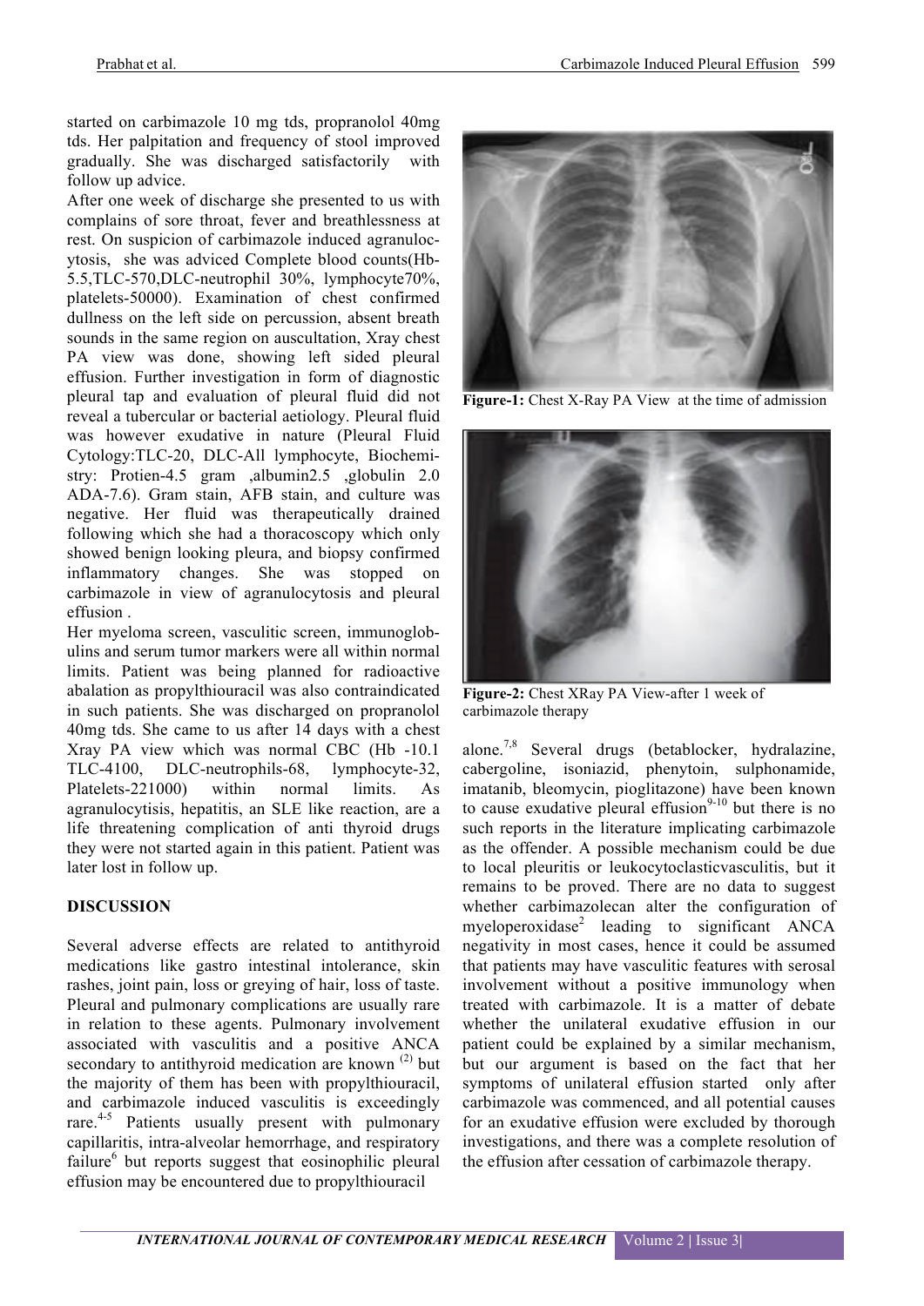started on carbimazole 10 mg tds, propranolol 40mg tds. Her palpitation and frequency of stool improved gradually. She was discharged satisfactorily with follow up advice.

After one week of discharge she presented to us with complains of sore throat, fever and breathlessness at rest. On suspicion of carbimazole induced agranulocytosis, she was adviced Complete blood counts(Hb-5.5,TLC-570,DLC-neutrophil 30%, lymphocyte70%, platelets-50000). Examination of chest confirmed dullness on the left side on percussion, absent breath sounds in the same region on auscultation, Xray chest PA view was done, showing left sided pleural effusion. Further investigation in form of diagnostic pleural tap and evaluation of pleural fluid did not reveal a tubercular or bacterial aetiology. Pleural fluid was however exudative in nature (Pleural Fluid Cytology:TLC-20, DLC-All lymphocyte, Biochemistry: Protien-4.5 gram ,albumin2.5 ,globulin 2.0 ADA-7.6). Gram stain, AFB stain, and culture was negative. Her fluid was therapeutically drained following which she had a thoracoscopy which only showed benign looking pleura, and biopsy confirmed inflammatory changes. She was stopped on carbimazole in view of agranulocytosis and pleural effusion .

Her myeloma screen, vasculitic screen, immunoglobulins and serum tumor markers were all within normal limits. Patient was being planned for radioactive abalation as propylthiouracil was also contraindicated in such patients. She was discharged on propranolol 40mg tds. She came to us after 14 days with a chest Xray PA view which was normal CBC (Hb -10.1 TLC-4100, DLC-neutrophils-68, lymphocyte-32, Platelets-221000) within normal limits. As agranulocytisis, hepatitis, an SLE like reaction, are a life threatening complication of anti thyroid drugs they were not started again in this patient. Patient was later lost in follow up.

## DISCUSSION

Several adverse effects are related to antithyroid medications like gastro intestinal intolerance, skin rashes, joint pain, loss or greying of hair, loss of taste. Pleural and pulmonary complications are usually rare in relation to these agents. Pulmonary involvement associated with vasculitis and a positive ANCA secondary to antithyroid medication are known [2] but the majority of them has been with propylthiouracil, and carbimazole induced vasculitis is exceedingly rare.[4-5] Patients usually present with pulmonary capillaritis, intra-alveolar hemorrhage, and respiratory failure[6] but reports suggest that eosinophilic pleural effusion may be encountered due to propylthiouracil alone.[7,8] Several drugs (betablocker, hydralazine, cabergoline, isoniazid, phenytoin, sulphonamide, imatanib, bleomycin, pioglitazone) have been known to cause exudative pleural effusion[9-10] but there is no such reports in the literature implicating carbimazole as the offender. A possible mechanism could be due to local pleuritis or leukocytoclasticvasculitis, but it remains to be proved. There are no data to suggest whether carbimazolecan alter the configuration of myeloperoxidase[2] leading to significant ANCA negativity in most cases, hence it could be assumed that patients may have vasculitic features with serosal involvement without a positive immunology when treated with carbimazole. It is a matter of debate whether the unilateral exudative effusion in our patient could be explained by a similar mechanism, but our argument is based on the fact that her symptoms of unilateral effusion started only after carbimazole was commenced, and all potential causes for an exudative effusion were excluded by thorough investigations, and there was a complete resolution of the effusion after cessation of carbimazole therapy.

**Figure-1:** Chest X-Ray PA View at the time of admission

**Figure-2:** Chest XRay PA View-after 1 week of carbimazole therapy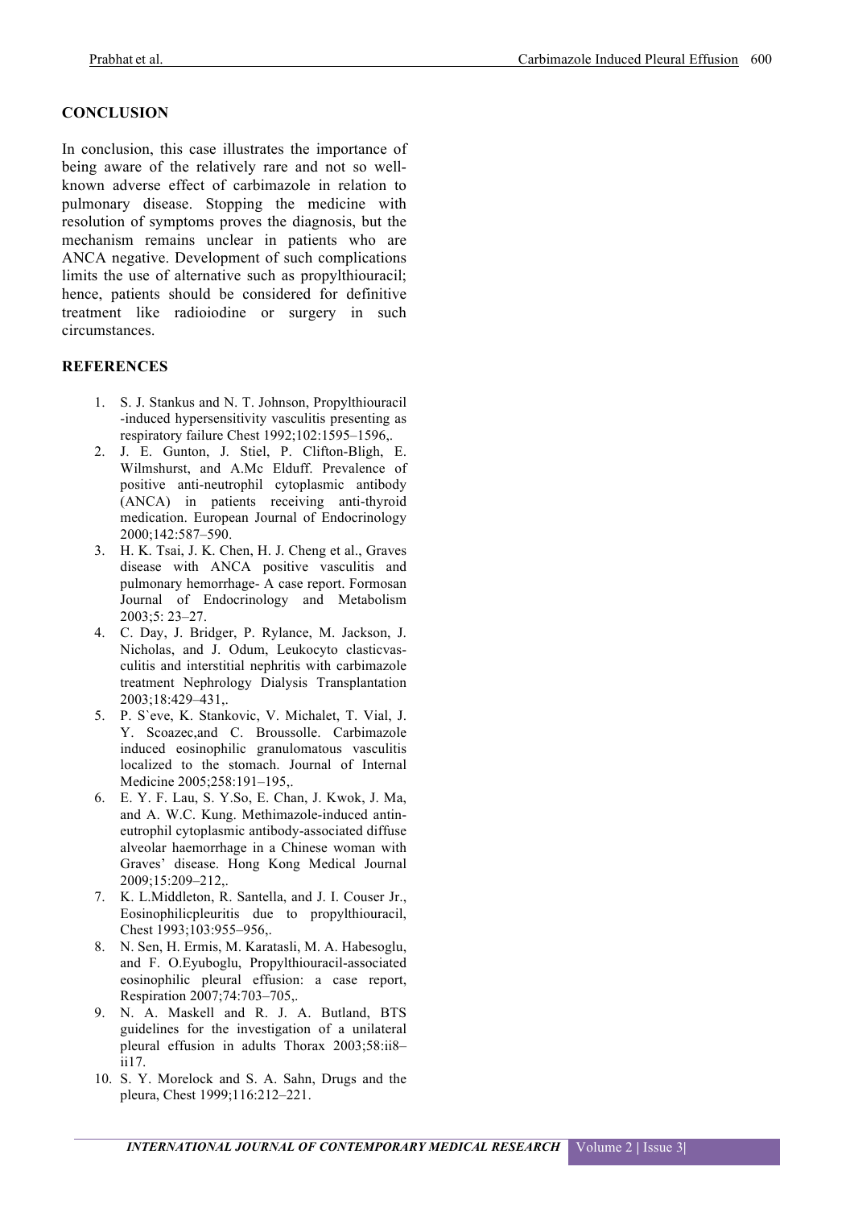## CONCLUSION

In conclusion, this case illustrates the importance of being aware of the relatively rare and not so well-known adverse effect of carbimazole in relation to pulmonary disease. Stopping the medicine with resolution of symptoms proves the diagnosis, but the mechanism remains unclear in patients who are ANCA negative. Development of such complications limits the use of alternative such as propylthiouracil; hence, patients should be considered for definitive treatment like radioiodine or surgery in such circumstances.

## REFERENCES

1. S. J. Stankus and N. T. Johnson, Propylthiouracil -induced hypersensitivity vasculitis presenting as respiratory failure Chest 1992;102:1595–1596,.
2. J. E. Gunton, J. Stiel, P. Clifton-Bligh, E. Wilmshurst, and A.Mc Elduff. Prevalence of positive anti-neutrophil cytoplasmic antibody (ANCA) in patients receiving anti-thyroid medication. European Journal of Endocrinology 2000;142:587–590.
3. H. K. Tsai, J. K. Chen, H. J. Cheng et al., Graves disease with ANCA positive vasculitis and pulmonary hemorrhage- A case report. Formosan Journal of Endocrinology and Metabolism 2003;5: 23–27.
4. C. Day, J. Bridger, P. Rylance, M. Jackson, J. Nicholas, and J. Odum, Leukocyto clasticvas-culitis and interstitial nephritis with carbimazole treatment Nephrology Dialysis Transplantation 2003;18:429–431,.
5. P. S`eve, K. Stankovic, V. Michalet, T. Vial, J. Y. Scoazec,and C. Broussolle. Carbimazole induced eosinophilic granulomatous vasculitis localized to the stomach. Journal of Internal Medicine 2005;258:191–195,.
6. E. Y. F. Lau, S. Y.So, E. Chan, J. Kwok, J. Ma, and A. W.C. Kung. Methimazole-induced antin-eutrophil cytoplasmic antibody-associated diffuse alveolar haemorrhage in a Chinese woman with Graves' disease. Hong Kong Medical Journal 2009;15:209–212,.
7. K. L.Middleton, R. Santella, and J. I. Couser Jr., Eosinophilicpleuritis due to propylthiouracil, Chest 1993;103:955–956,.
8. N. Sen, H. Ermis, M. Karatasli, M. A. Habesoglu, and F. O.Eyuboglu, Propylthiouracil-associated eosinophilic pleural effusion: a case report, Respiration 2007;74:703–705,.
9. N. A. Maskell and R. J. A. Butland, BTS guidelines for the investigation of a unilateral pleural effusion in adults Thorax 2003;58:ii8–ii17.
10. S. Y. Morelock and S. A. Sahn, Drugs and the pleura, Chest 1999;116:212–221.